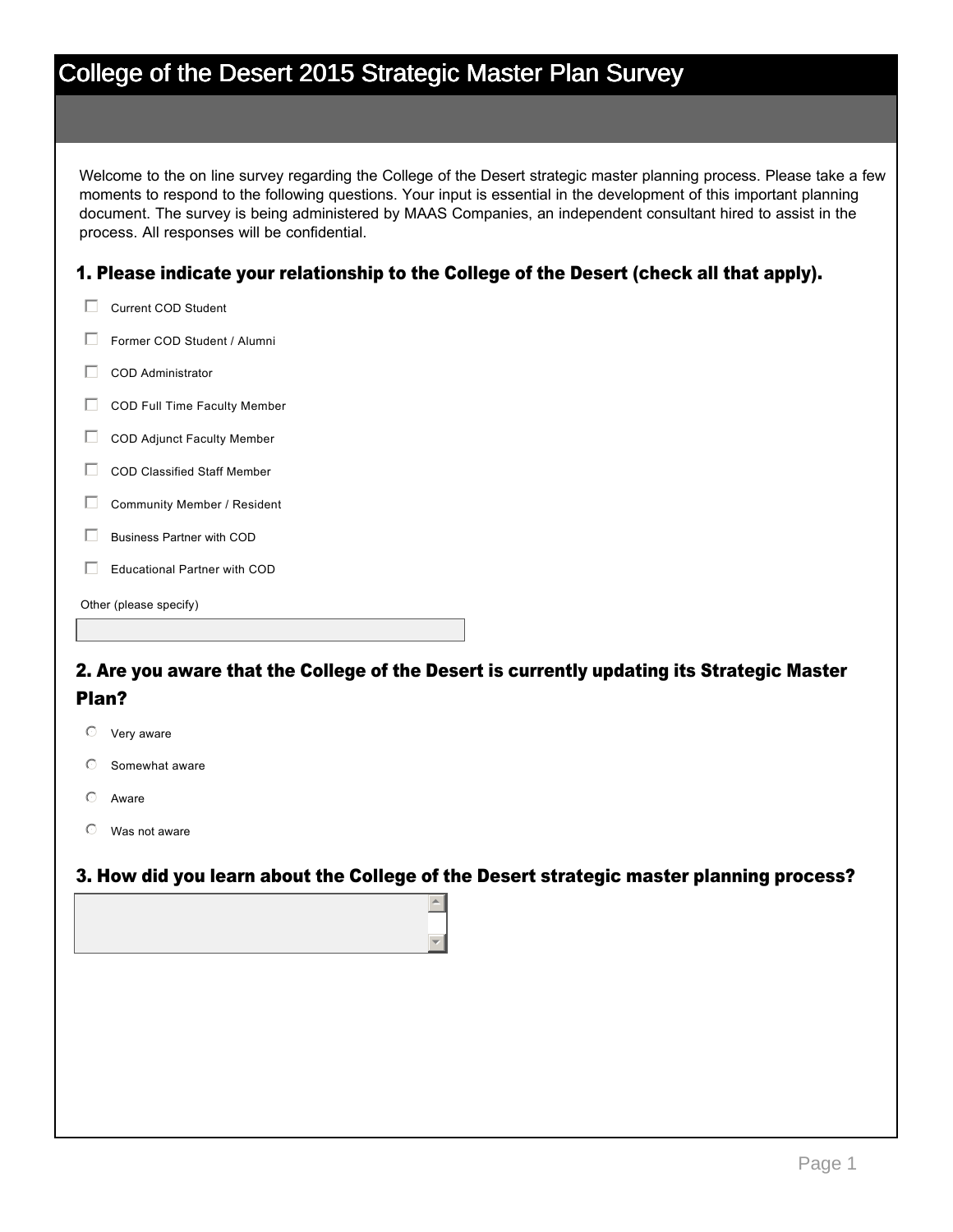# College of the Desert 2015 Strategic Master Plan Survey

Welcome to the on line survey regarding the College of the Desert strategic master planning process. Please take a few moments to respond to the following questions. Your input is essential in the development of this important planning document. The survey is being administered by MAAS Companies, an independent consultant hired to assist in the process. All responses will be confidential.

### 1. Please indicate your relationship to the College of the Desert (check all that apply).

- ☐ Current COD Student
- ☐ Former COD Student / Alumni
- ☐ COD Administrator
- ☐ COD Full Time Faculty Member
- ☐ COD Adjunct Faculty Member
- ☐ COD Classified Staff Member
- ☐ Community Member / Resident
- ☐ Business Partner with COD
- ☐ Educational Partner with COD

Other (please specify)

______________________

### 2. Are you aware that the College of the Desert is currently updating its Strategic Master Plan?

- ○ Very aware
- ○ Somewhat aware
- ○ Aware
- ○ Was not aware

### 3. How did you learn about the College of the Desert strategic master planning process?

______________________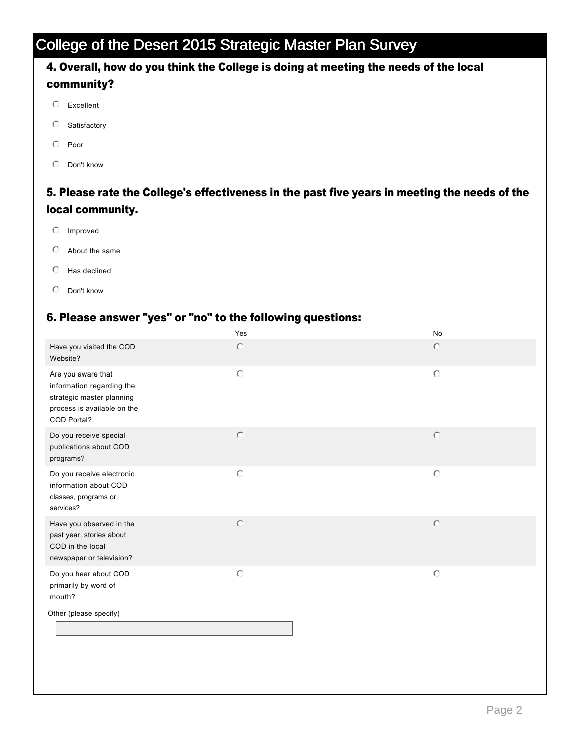# College of the Desert 2015 Strategic Master Plan Survey

### 4. Overall, how do you think the College is doing at meeting the needs of the local community?

- Excellent
- Satisfactory
- Poor
- Don't know

### 5. Please rate the College's effectiveness in the past five years in meeting the needs of the local community.

- Improved
- About the same
- Has declined
- Don't know

### 6. Please answer "yes" or "no" to the following questions:

| | Yes | No |
|---|---|---|
| Have you visited the COD Website? | ○ | ○ |
| Are you aware that information regarding the strategic master planning process is available on the COD Portal? | ○ | ○ |
| Do you receive special publications about COD programs? | ○ | ○ |
| Do you receive electronic information about COD classes, programs or services? | ○ | ○ |
| Have you observed in the past year, stories about COD in the local newspaper or television? | ○ | ○ |
| Do you hear about COD primarily by word of mouth? | ○ | ○ |

Other (please specify)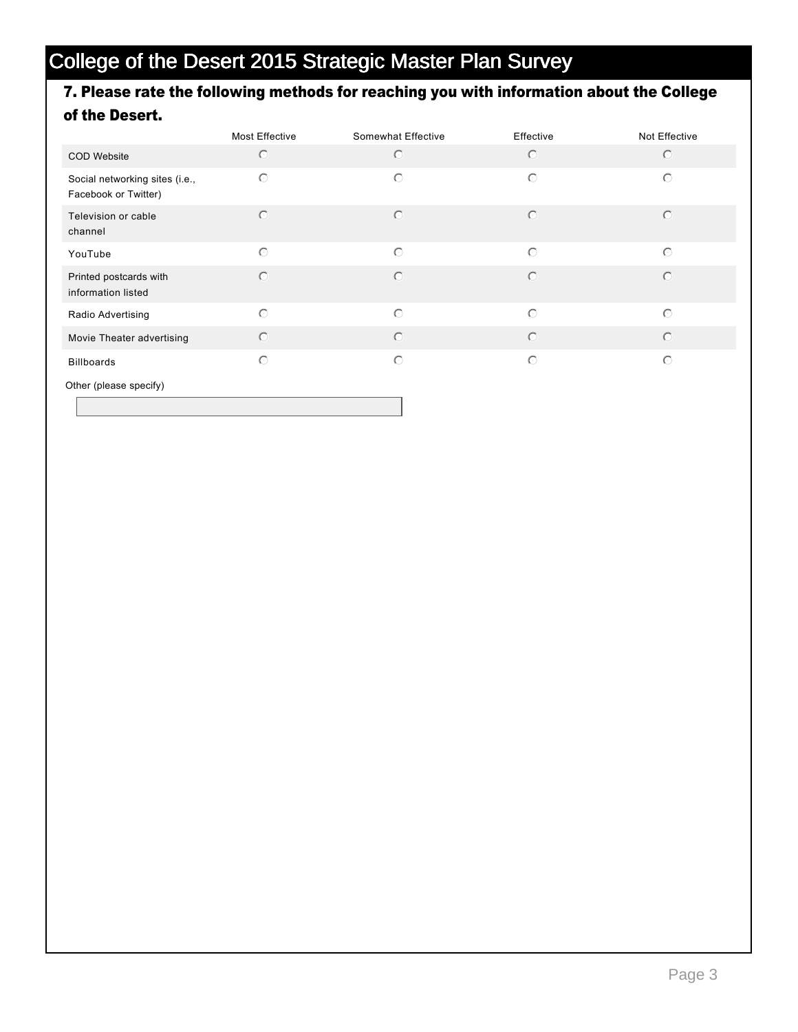# College of the Desert 2015 Strategic Master Plan Survey

**7. Please rate the following methods for reaching you with information about the College of the Desert.**

| | Most Effective | Somewhat Effective | Effective | Not Effective |
|---|---|---|---|---|
| COD Website | ○ | ○ | ○ | ○ |
| Social networking sites (i.e., Facebook or Twitter) | ○ | ○ | ○ | ○ |
| Television or cable channel | ○ | ○ | ○ | ○ |
| YouTube | ○ | ○ | ○ | ○ |
| Printed postcards with information listed | ○ | ○ | ○ | ○ |
| Radio Advertising | ○ | ○ | ○ | ○ |
| Movie Theater advertising | ○ | ○ | ○ | ○ |
| Billboards | ○ | ○ | ○ | ○ |

Other (please specify)

[ ]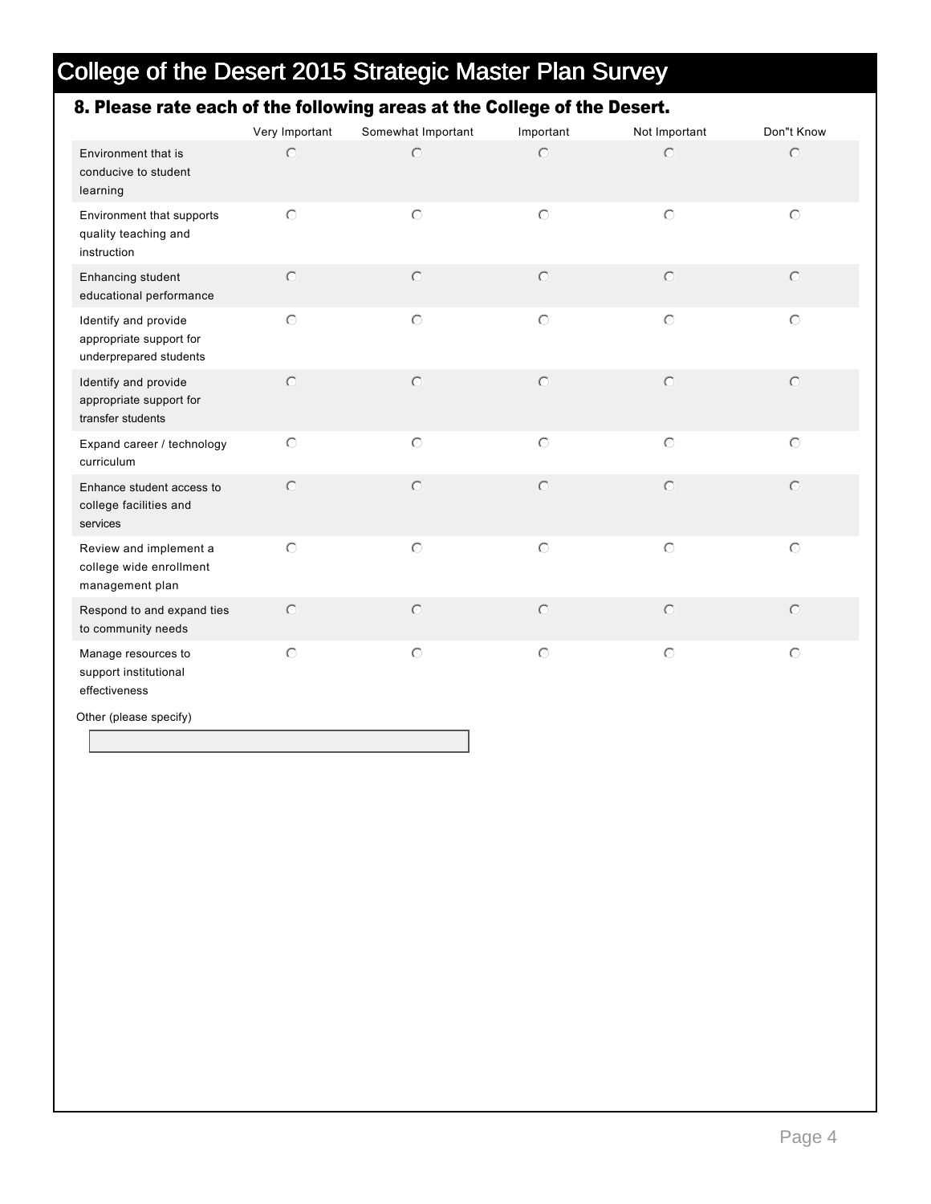# College of the Desert 2015 Strategic Master Plan Survey

## 8. Please rate each of the following areas at the College of the Desert.

| | Very Important | Somewhat Important | Important | Not Important | Don"t Know |
|---|---|---|---|---|---|
| Environment that is conducive to student learning | ○ | ○ | ○ | ○ | ○ |
| Environment that supports quality teaching and instruction | ○ | ○ | ○ | ○ | ○ |
| Enhancing student educational performance | ○ | ○ | ○ | ○ | ○ |
| Identify and provide appropriate support for underprepared students | ○ | ○ | ○ | ○ | ○ |
| Identify and provide appropriate support for transfer students | ○ | ○ | ○ | ○ | ○ |
| Expand career / technology curriculum | ○ | ○ | ○ | ○ | ○ |
| Enhance student access to college facilities and services | ○ | ○ | ○ | ○ | ○ |
| Review and implement a college wide enrollment management plan | ○ | ○ | ○ | ○ | ○ |
| Respond to and expand ties to community needs | ○ | ○ | ○ | ○ | ○ |
| Manage resources to support institutional effectiveness | ○ | ○ | ○ | ○ | ○ |

Other (please specify)

[ ]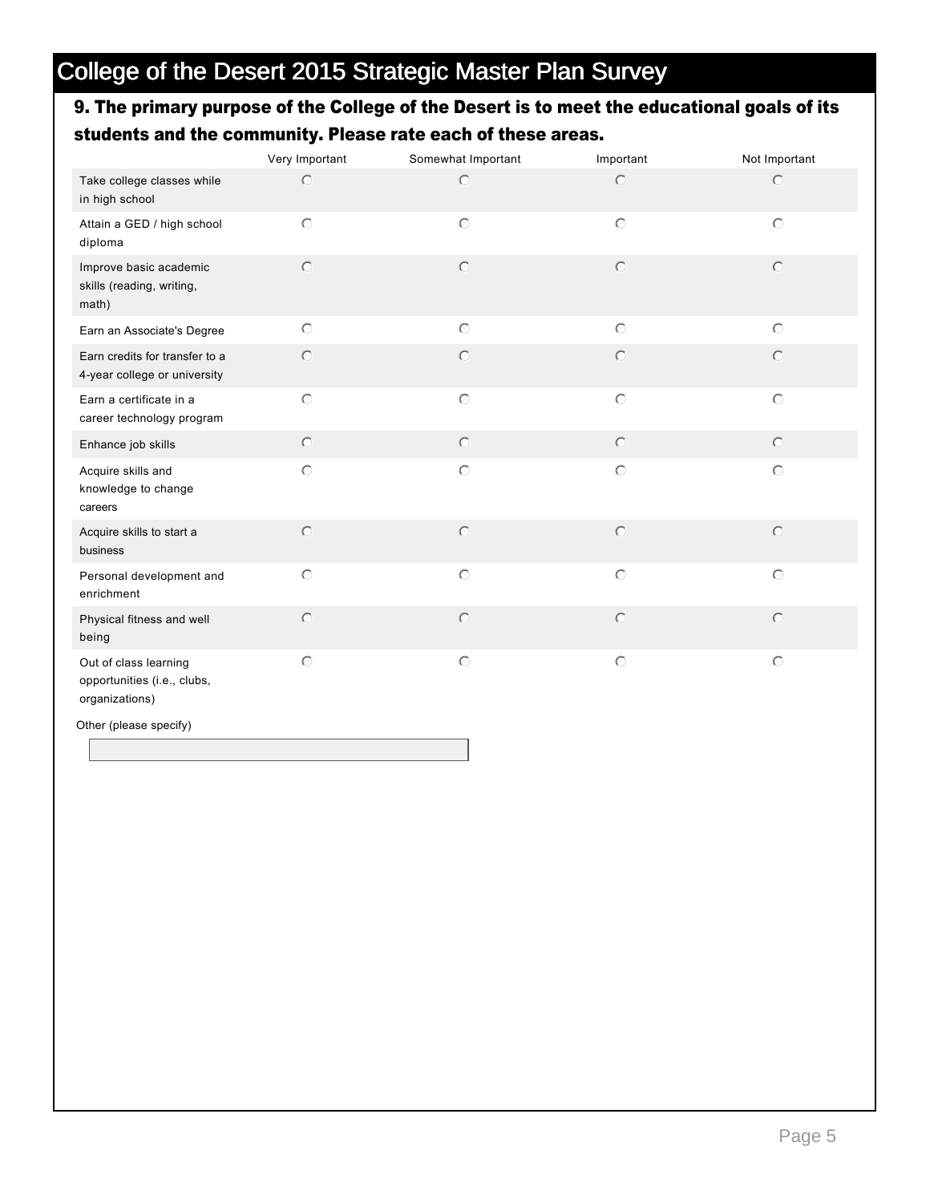# College of the Desert 2015 Strategic Master Plan Survey

## 9. The primary purpose of the College of the Desert is to meet the educational goals of its students and the community. Please rate each of these areas.

| | Very Important | Somewhat Important | Important | Not Important |
|---|---|---|---|---|
| Take college classes while in high school | ○ | ○ | ○ | ○ |
| Attain a GED / high school diploma | ○ | ○ | ○ | ○ |
| Improve basic academic skills (reading, writing, math) | ○ | ○ | ○ | ○ |
| Earn an Associate's Degree | ○ | ○ | ○ | ○ |
| Earn credits for transfer to a 4-year college or university | ○ | ○ | ○ | ○ |
| Earn a certificate in a career technology program | ○ | ○ | ○ | ○ |
| Enhance job skills | ○ | ○ | ○ | ○ |
| Acquire skills and knowledge to change careers | ○ | ○ | ○ | ○ |
| Acquire skills to start a business | ○ | ○ | ○ | ○ |
| Personal development and enrichment | ○ | ○ | ○ | ○ |
| Physical fitness and well being | ○ | ○ | ○ | ○ |
| Out of class learning opportunities (i.e., clubs, organizations) | ○ | ○ | ○ | ○ |

Other (please specify)

[ ]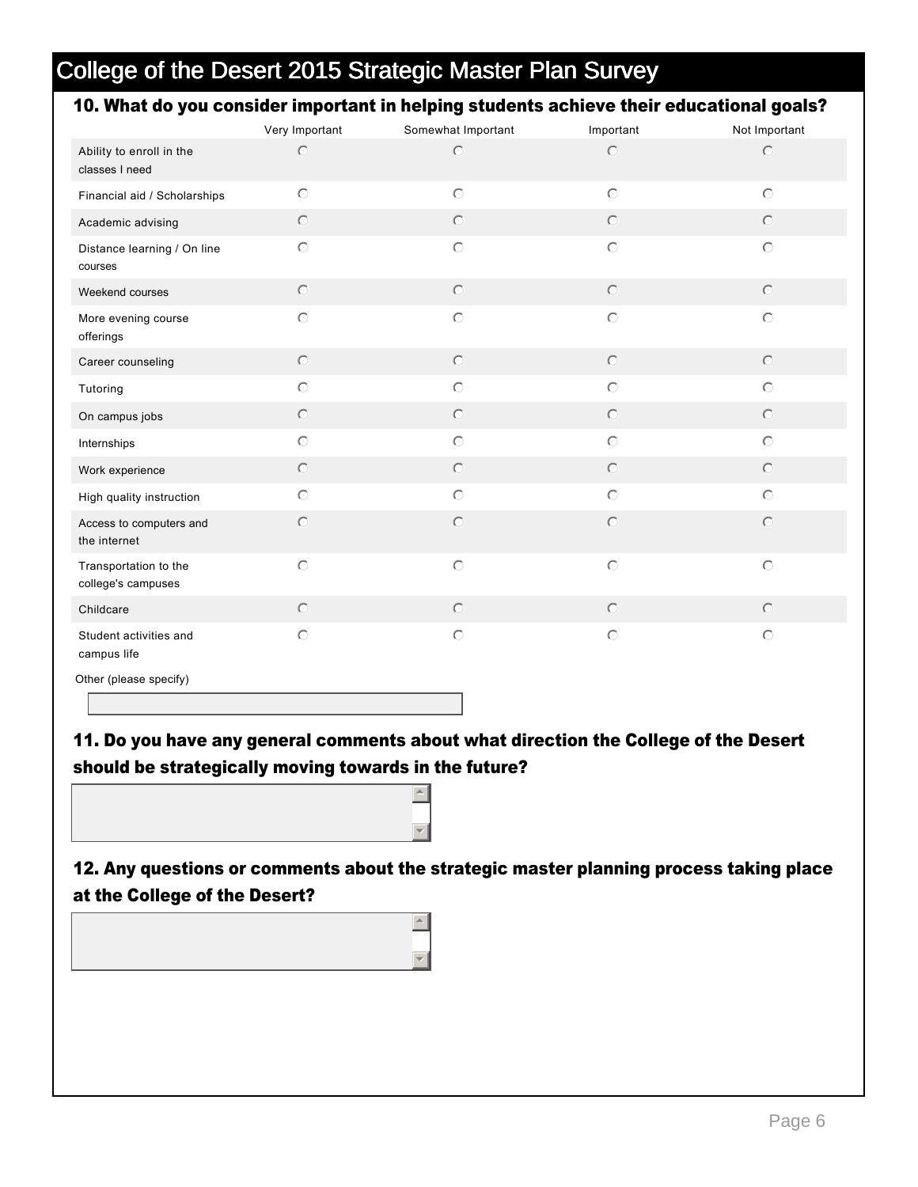# College of the Desert 2015 Strategic Master Plan Survey

### 10. What do you consider important in helping students achieve their educational goals?

| | Very Important | Somewhat Important | Important | Not Important |
|---|---|---|---|---|
| Ability to enroll in the classes I need | ○ | ○ | ○ | ○ |
| Financial aid / Scholarships | ○ | ○ | ○ | ○ |
| Academic advising | ○ | ○ | ○ | ○ |
| Distance learning / On line courses | ○ | ○ | ○ | ○ |
| Weekend courses | ○ | ○ | ○ | ○ |
| More evening course offerings | ○ | ○ | ○ | ○ |
| Career counseling | ○ | ○ | ○ | ○ |
| Tutoring | ○ | ○ | ○ | ○ |
| On campus jobs | ○ | ○ | ○ | ○ |
| Internships | ○ | ○ | ○ | ○ |
| Work experience | ○ | ○ | ○ | ○ |
| High quality instruction | ○ | ○ | ○ | ○ |
| Access to computers and the internet | ○ | ○ | ○ | ○ |
| Transportation to the college's campuses | ○ | ○ | ○ | ○ |
| Childcare | ○ | ○ | ○ | ○ |
| Student activities and campus life | ○ | ○ | ○ | ○ |

Other (please specify)

### 11. Do you have any general comments about what direction the College of the Desert should be strategically moving towards in the future?

### 12. Any questions or comments about the strategic master planning process taking place at the College of the Desert?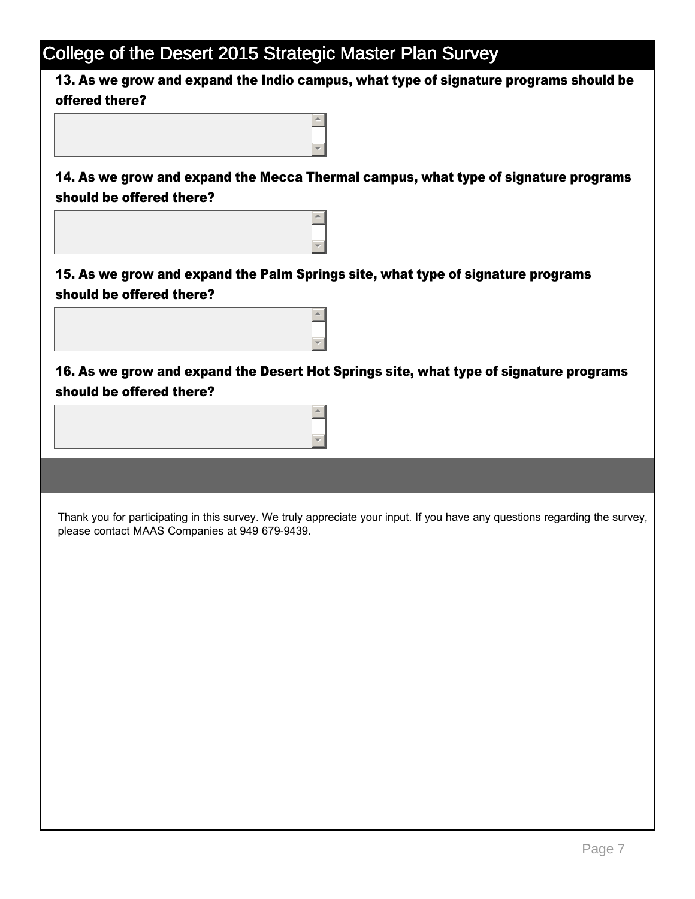**13. As we grow and expand the Indio campus, what type of signature programs should be offered there?**

**14. As we grow and expand the Mecca Thermal campus, what type of signature programs should be offered there?**

**15. As we grow and expand the Palm Springs site, what type of signature programs should be offered there?**

**16. As we grow and expand the Desert Hot Springs site, what type of signature programs should be offered there?**

Thank you for participating in this survey. We truly appreciate your input. If you have any questions regarding the survey, please contact MAAS Companies at 949 679-9439.